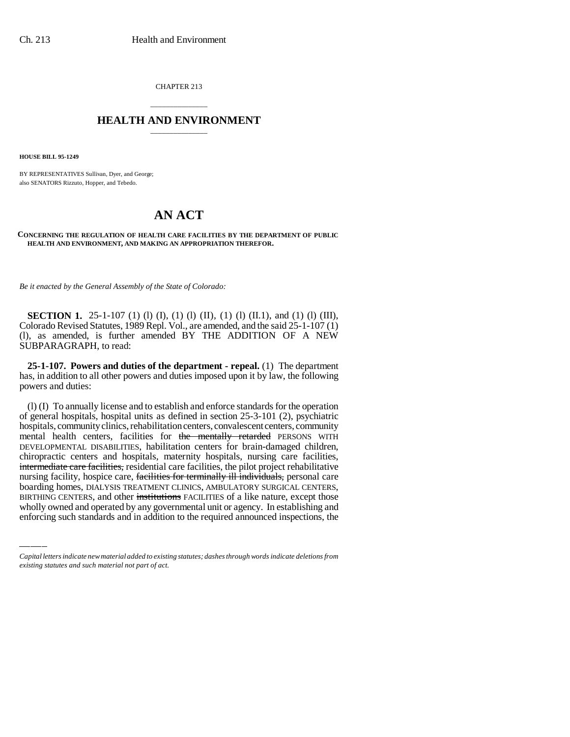CHAPTER 213

# HEALTH AND ENVIRONMENT

**HOUSE BILL 95-1249**

BY REPRESENTATIVES Sullivan, Dyer, and George;
also SENATORS Rizzuto, Hopper, and Tebedo.

# AN ACT

**CONCERNING THE REGULATION OF HEALTH CARE FACILITIES BY THE DEPARTMENT OF PUBLIC HEALTH AND ENVIRONMENT, AND MAKING AN APPROPRIATION THEREFOR.**

*Be it enacted by the General Assembly of the State of Colorado:*

**SECTION 1.** 25-1-107 (1) (l) (I), (1) (l) (II), (1) (l) (II.1), and (1) (l) (III), Colorado Revised Statutes, 1989 Repl. Vol., are amended, and the said 25-1-107 (1) (l), as amended, is further amended BY THE ADDITION OF A NEW SUBPARAGRAPH, to read:

**25-1-107. Powers and duties of the department - repeal.** (1) The department has, in addition to all other powers and duties imposed upon it by law, the following powers and duties:

(l) (I) To annually license and to establish and enforce standards for the operation of general hospitals, hospital units as defined in section 25-3-101 (2), psychiatric hospitals, community clinics, rehabilitation centers, convalescent centers, community mental health centers, facilities for ~~the mentally retarded~~ PERSONS WITH DEVELOPMENTAL DISABILITIES, habilitation centers for brain-damaged children, chiropractic centers and hospitals, maternity hospitals, nursing care facilities, ~~intermediate care facilities,~~ residential care facilities, the pilot project rehabilitative nursing facility, hospice care, ~~facilities for terminally ill individuals,~~ personal care boarding homes, DIALYSIS TREATMENT CLINICS, AMBULATORY SURGICAL CENTERS, BIRTHING CENTERS, and other ~~institutions~~ FACILITIES of a like nature, except those wholly owned and operated by any governmental unit or agency. In establishing and enforcing such standards and in addition to the required announced inspections, the

*Capital letters indicate new material added to existing statutes; dashes through words indicate deletions from existing statutes and such material not part of act.*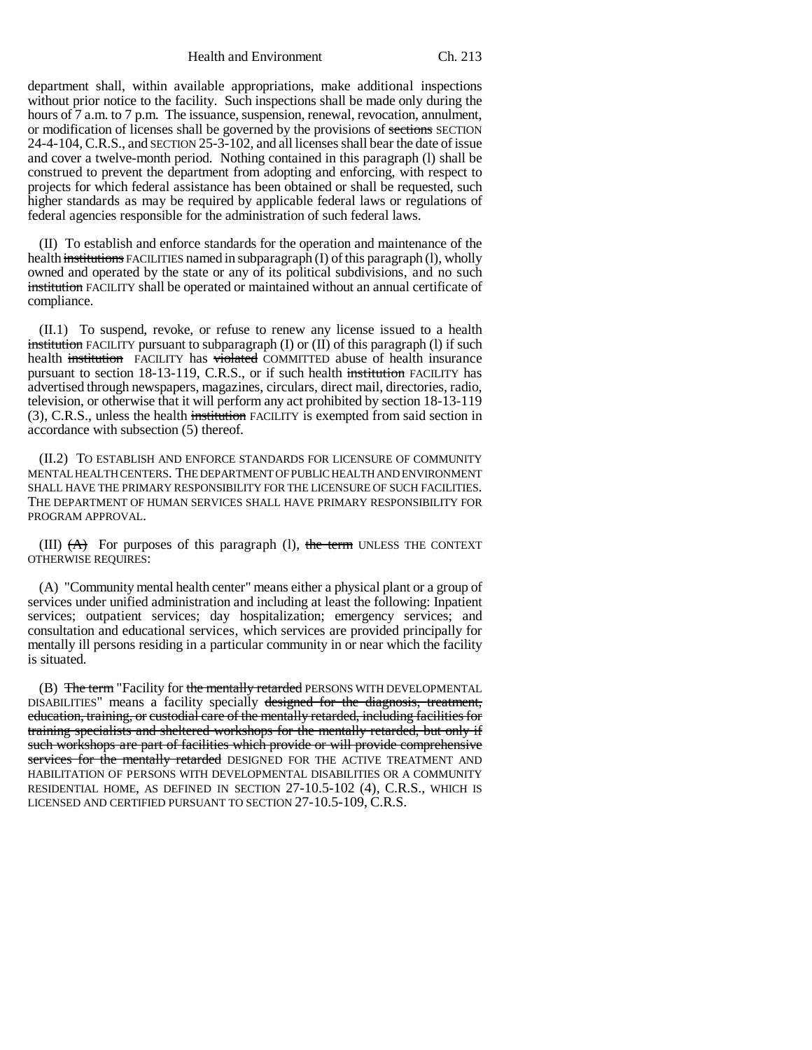department shall, within available appropriations, make additional inspections without prior notice to the facility. Such inspections shall be made only during the hours of 7 a.m. to 7 p.m. The issuance, suspension, renewal, revocation, annulment, or modification of licenses shall be governed by the provisions of ~~sections~~ SECTION 24-4-104, C.R.S., and SECTION 25-3-102, and all licenses shall bear the date of issue and cover a twelve-month period. Nothing contained in this paragraph (l) shall be construed to prevent the department from adopting and enforcing, with respect to projects for which federal assistance has been obtained or shall be requested, such higher standards as may be required by applicable federal laws or regulations of federal agencies responsible for the administration of such federal laws.

(II) To establish and enforce standards for the operation and maintenance of the health ~~institutions~~ FACILITIES named in subparagraph (I) of this paragraph (l), wholly owned and operated by the state or any of its political subdivisions, and no such ~~institution~~ FACILITY shall be operated or maintained without an annual certificate of compliance.

(II.1) To suspend, revoke, or refuse to renew any license issued to a health ~~institution~~ FACILITY pursuant to subparagraph (I) or (II) of this paragraph (l) if such health ~~institution~~ FACILITY has ~~violated~~ COMMITTED abuse of health insurance pursuant to section 18-13-119, C.R.S., or if such health ~~institution~~ FACILITY has advertised through newspapers, magazines, circulars, direct mail, directories, radio, television, or otherwise that it will perform any act prohibited by section 18-13-119 (3), C.R.S., unless the health ~~institution~~ FACILITY is exempted from said section in accordance with subsection (5) thereof.

(II.2) TO ESTABLISH AND ENFORCE STANDARDS FOR LICENSURE OF COMMUNITY MENTAL HEALTH CENTERS. THE DEPARTMENT OF PUBLIC HEALTH AND ENVIRONMENT SHALL HAVE THE PRIMARY RESPONSIBILITY FOR THE LICENSURE OF SUCH FACILITIES. THE DEPARTMENT OF HUMAN SERVICES SHALL HAVE PRIMARY RESPONSIBILITY FOR PROGRAM APPROVAL.

(III) ~~(A)~~ For purposes of this paragraph (l), ~~the term~~ UNLESS THE CONTEXT OTHERWISE REQUIRES:

(A) "Community mental health center" means either a physical plant or a group of services under unified administration and including at least the following: Inpatient services; outpatient services; day hospitalization; emergency services; and consultation and educational services, which services are provided principally for mentally ill persons residing in a particular community in or near which the facility is situated.

(B) ~~The term~~ "Facility for ~~the mentally retarded~~ PERSONS WITH DEVELOPMENTAL DISABILITIES" means a facility specially ~~designed for the diagnosis, treatment, education, training, or custodial care of the mentally retarded, including facilities for training specialists and sheltered workshops for the mentally retarded, but only if such workshops are part of facilities which provide or will provide comprehensive services for the mentally retarded~~ DESIGNED FOR THE ACTIVE TREATMENT AND HABILITATION OF PERSONS WITH DEVELOPMENTAL DISABILITIES OR A COMMUNITY RESIDENTIAL HOME, AS DEFINED IN SECTION 27-10.5-102 (4), C.R.S., WHICH IS LICENSED AND CERTIFIED PURSUANT TO SECTION 27-10.5-109, C.R.S.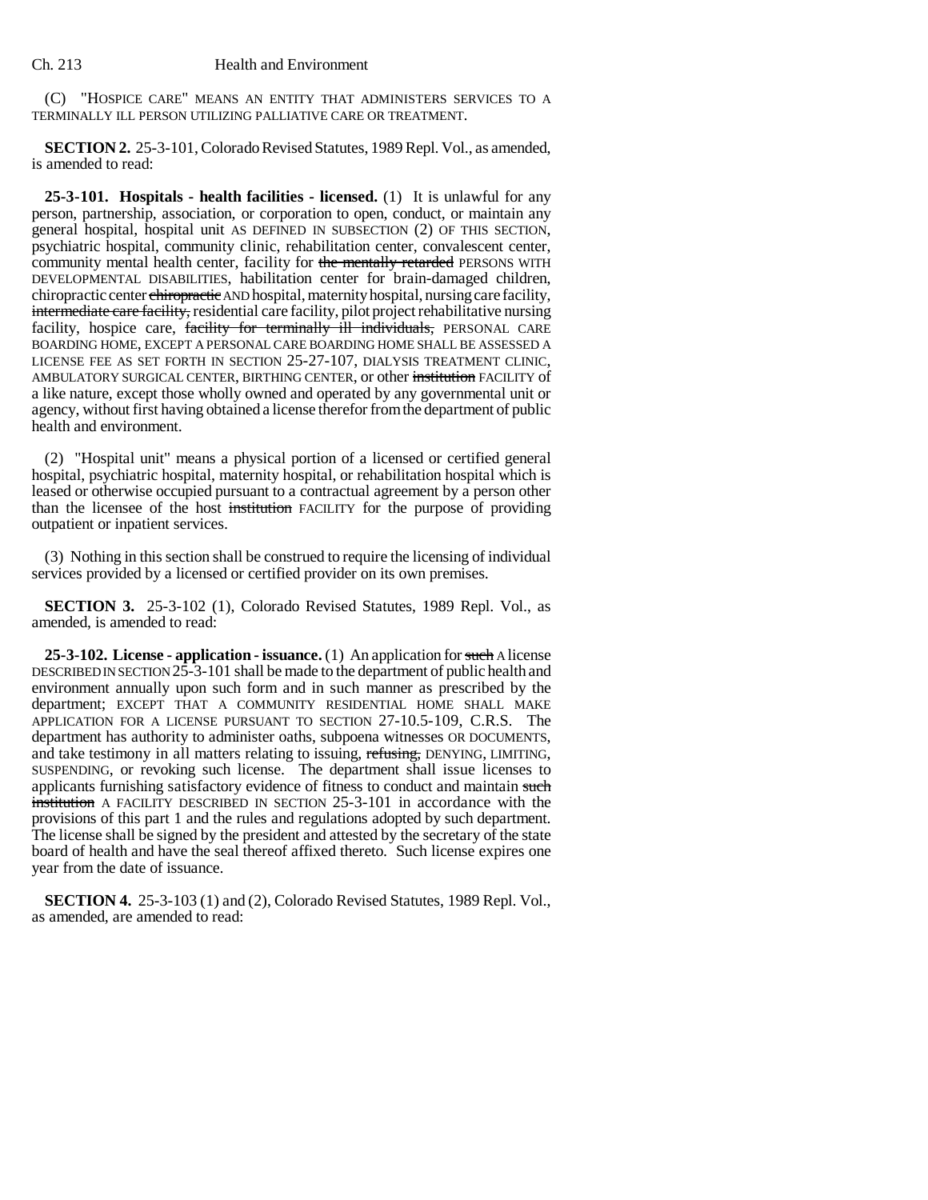(C) "HOSPICE CARE" MEANS AN ENTITY THAT ADMINISTERS SERVICES TO A TERMINALLY ILL PERSON UTILIZING PALLIATIVE CARE OR TREATMENT.

**SECTION 2.** 25-3-101, Colorado Revised Statutes, 1989 Repl. Vol., as amended, is amended to read:

**25-3-101. Hospitals - health facilities - licensed.** (1) It is unlawful for any person, partnership, association, or corporation to open, conduct, or maintain any general hospital, hospital unit AS DEFINED IN SUBSECTION (2) OF THIS SECTION, psychiatric hospital, community clinic, rehabilitation center, convalescent center, community mental health center, facility for ~~the mentally retarded~~ PERSONS WITH DEVELOPMENTAL DISABILITIES, habilitation center for brain-damaged children, chiropractic center ~~chiropractic~~ AND hospital, maternity hospital, nursing care facility, ~~intermediate care facility,~~ residential care facility, pilot project rehabilitative nursing facility, hospice care, ~~facility for terminally ill individuals,~~ PERSONAL CARE BOARDING HOME, EXCEPT A PERSONAL CARE BOARDING HOME SHALL BE ASSESSED A LICENSE FEE AS SET FORTH IN SECTION 25-27-107, DIALYSIS TREATMENT CLINIC, AMBULATORY SURGICAL CENTER, BIRTHING CENTER, or other ~~institution~~ FACILITY of a like nature, except those wholly owned and operated by any governmental unit or agency, without first having obtained a license therefor from the department of public health and environment.

(2) "Hospital unit" means a physical portion of a licensed or certified general hospital, psychiatric hospital, maternity hospital, or rehabilitation hospital which is leased or otherwise occupied pursuant to a contractual agreement by a person other than the licensee of the host ~~institution~~ FACILITY for the purpose of providing outpatient or inpatient services.

(3) Nothing in this section shall be construed to require the licensing of individual services provided by a licensed or certified provider on its own premises.

**SECTION 3.** 25-3-102 (1), Colorado Revised Statutes, 1989 Repl. Vol., as amended, is amended to read:

**25-3-102. License - application - issuance.** (1) An application for ~~such~~ A license DESCRIBED IN SECTION 25-3-101 shall be made to the department of public health and environment annually upon such form and in such manner as prescribed by the department; EXCEPT THAT A COMMUNITY RESIDENTIAL HOME SHALL MAKE APPLICATION FOR A LICENSE PURSUANT TO SECTION 27-10.5-109, C.R.S. The department has authority to administer oaths, subpoena witnesses OR DOCUMENTS, and take testimony in all matters relating to issuing, ~~refusing,~~ DENYING, LIMITING, SUSPENDING, or revoking such license. The department shall issue licenses to applicants furnishing satisfactory evidence of fitness to conduct and maintain ~~such institution~~ A FACILITY DESCRIBED IN SECTION 25-3-101 in accordance with the provisions of this part 1 and the rules and regulations adopted by such department. The license shall be signed by the president and attested by the secretary of the state board of health and have the seal thereof affixed thereto. Such license expires one year from the date of issuance.

**SECTION 4.** 25-3-103 (1) and (2), Colorado Revised Statutes, 1989 Repl. Vol., as amended, are amended to read: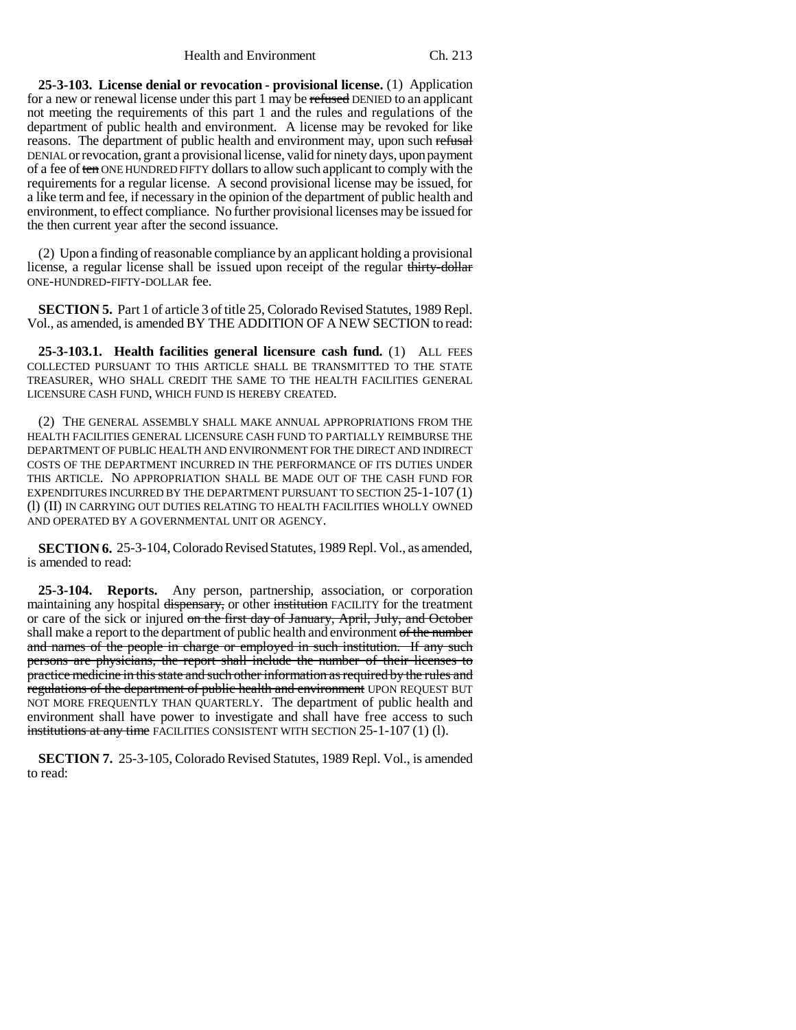**25-3-103. License denial or revocation - provisional license.** (1) Application for a new or renewal license under this part 1 may be ~~refused~~ DENIED to an applicant not meeting the requirements of this part 1 and the rules and regulations of the department of public health and environment. A license may be revoked for like reasons. The department of public health and environment may, upon such ~~refusal~~ DENIAL or revocation, grant a provisional license, valid for ninety days, upon payment of a fee of ~~ten~~ ONE HUNDRED FIFTY dollars to allow such applicant to comply with the requirements for a regular license. A second provisional license may be issued, for a like term and fee, if necessary in the opinion of the department of public health and environment, to effect compliance. No further provisional licenses may be issued for the then current year after the second issuance.

(2) Upon a finding of reasonable compliance by an applicant holding a provisional license, a regular license shall be issued upon receipt of the regular ~~thirty-dollar~~ ONE-HUNDRED-FIFTY-DOLLAR fee.

**SECTION 5.** Part 1 of article 3 of title 25, Colorado Revised Statutes, 1989 Repl. Vol., as amended, is amended BY THE ADDITION OF A NEW SECTION to read:

**25-3-103.1. Health facilities general licensure cash fund.** (1) ALL FEES COLLECTED PURSUANT TO THIS ARTICLE SHALL BE TRANSMITTED TO THE STATE TREASURER, WHO SHALL CREDIT THE SAME TO THE HEALTH FACILITIES GENERAL LICENSURE CASH FUND, WHICH FUND IS HEREBY CREATED.

(2) THE GENERAL ASSEMBLY SHALL MAKE ANNUAL APPROPRIATIONS FROM THE HEALTH FACILITIES GENERAL LICENSURE CASH FUND TO PARTIALLY REIMBURSE THE DEPARTMENT OF PUBLIC HEALTH AND ENVIRONMENT FOR THE DIRECT AND INDIRECT COSTS OF THE DEPARTMENT INCURRED IN THE PERFORMANCE OF ITS DUTIES UNDER THIS ARTICLE. NO APPROPRIATION SHALL BE MADE OUT OF THE CASH FUND FOR EXPENDITURES INCURRED BY THE DEPARTMENT PURSUANT TO SECTION 25-1-107 (1) (l) (II) IN CARRYING OUT DUTIES RELATING TO HEALTH FACILITIES WHOLLY OWNED AND OPERATED BY A GOVERNMENTAL UNIT OR AGENCY.

**SECTION 6.** 25-3-104, Colorado Revised Statutes, 1989 Repl. Vol., as amended, is amended to read:

**25-3-104. Reports.** Any person, partnership, association, or corporation maintaining any hospital ~~dispensary,~~ or other ~~institution~~ FACILITY for the treatment or care of the sick or injured ~~on the first day of January, April, July, and October~~ shall make a report to the department of public health and environment ~~of the number and names of the people in charge or employed in such institution. If any such persons are physicians, the report shall include the number of their licenses to practice medicine in this state and such other information as required by the rules and regulations of the department of public health and environment~~ UPON REQUEST BUT NOT MORE FREQUENTLY THAN QUARTERLY. The department of public health and environment shall have power to investigate and shall have free access to such ~~institutions at any time~~ FACILITIES CONSISTENT WITH SECTION 25-1-107 (1) (l).

**SECTION 7.** 25-3-105, Colorado Revised Statutes, 1989 Repl. Vol., is amended to read: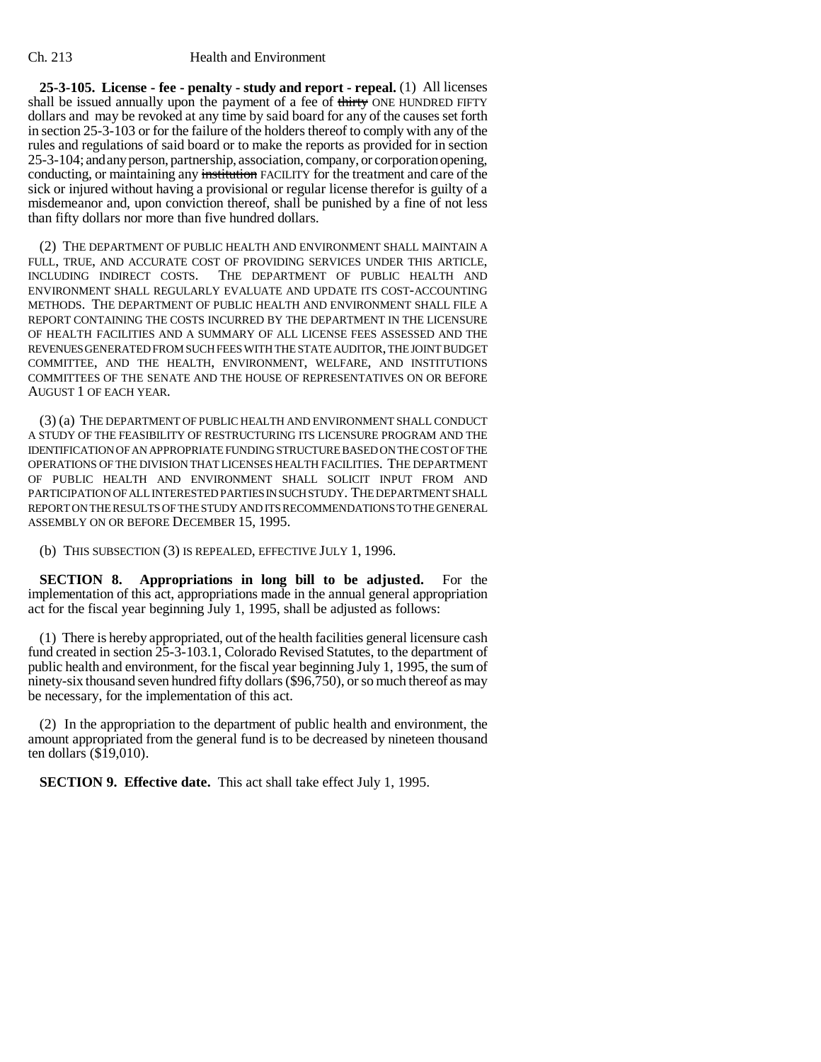**25-3-105. License - fee - penalty - study and report - repeal.** (1) All licenses shall be issued annually upon the payment of a fee of ~~thirty~~ ONE HUNDRED FIFTY dollars and may be revoked at any time by said board for any of the causes set forth in section 25-3-103 or for the failure of the holders thereof to comply with any of the rules and regulations of said board or to make the reports as provided for in section 25-3-104; and any person, partnership, association, company, or corporation opening, conducting, or maintaining any ~~institution~~ FACILITY for the treatment and care of the sick or injured without having a provisional or regular license therefor is guilty of a misdemeanor and, upon conviction thereof, shall be punished by a fine of not less than fifty dollars nor more than five hundred dollars.

(2) THE DEPARTMENT OF PUBLIC HEALTH AND ENVIRONMENT SHALL MAINTAIN A FULL, TRUE, AND ACCURATE COST OF PROVIDING SERVICES UNDER THIS ARTICLE, INCLUDING INDIRECT COSTS. THE DEPARTMENT OF PUBLIC HEALTH AND ENVIRONMENT SHALL REGULARLY EVALUATE AND UPDATE ITS COST-ACCOUNTING METHODS. THE DEPARTMENT OF PUBLIC HEALTH AND ENVIRONMENT SHALL FILE A REPORT CONTAINING THE COSTS INCURRED BY THE DEPARTMENT IN THE LICENSURE OF HEALTH FACILITIES AND A SUMMARY OF ALL LICENSE FEES ASSESSED AND THE REVENUES GENERATED FROM SUCH FEES WITH THE STATE AUDITOR, THE JOINT BUDGET COMMITTEE, AND THE HEALTH, ENVIRONMENT, WELFARE, AND INSTITUTIONS COMMITTEES OF THE SENATE AND THE HOUSE OF REPRESENTATIVES ON OR BEFORE AUGUST 1 OF EACH YEAR.

(3) (a) THE DEPARTMENT OF PUBLIC HEALTH AND ENVIRONMENT SHALL CONDUCT A STUDY OF THE FEASIBILITY OF RESTRUCTURING ITS LICENSURE PROGRAM AND THE IDENTIFICATION OF AN APPROPRIATE FUNDING STRUCTURE BASED ON THE COST OF THE OPERATIONS OF THE DIVISION THAT LICENSES HEALTH FACILITIES. THE DEPARTMENT OF PUBLIC HEALTH AND ENVIRONMENT SHALL SOLICIT INPUT FROM AND PARTICIPATION OF ALL INTERESTED PARTIES IN SUCH STUDY. THE DEPARTMENT SHALL REPORT ON THE RESULTS OF THE STUDY AND ITS RECOMMENDATIONS TO THE GENERAL ASSEMBLY ON OR BEFORE DECEMBER 15, 1995.

(b) THIS SUBSECTION (3) IS REPEALED, EFFECTIVE JULY 1, 1996.

**SECTION 8. Appropriations in long bill to be adjusted.** For the implementation of this act, appropriations made in the annual general appropriation act for the fiscal year beginning July 1, 1995, shall be adjusted as follows:

(1) There is hereby appropriated, out of the health facilities general licensure cash fund created in section 25-3-103.1, Colorado Revised Statutes, to the department of public health and environment, for the fiscal year beginning July 1, 1995, the sum of ninety-six thousand seven hundred fifty dollars ($96,750), or so much thereof as may be necessary, for the implementation of this act.

(2) In the appropriation to the department of public health and environment, the amount appropriated from the general fund is to be decreased by nineteen thousand ten dollars ($19,010).

**SECTION 9. Effective date.** This act shall take effect July 1, 1995.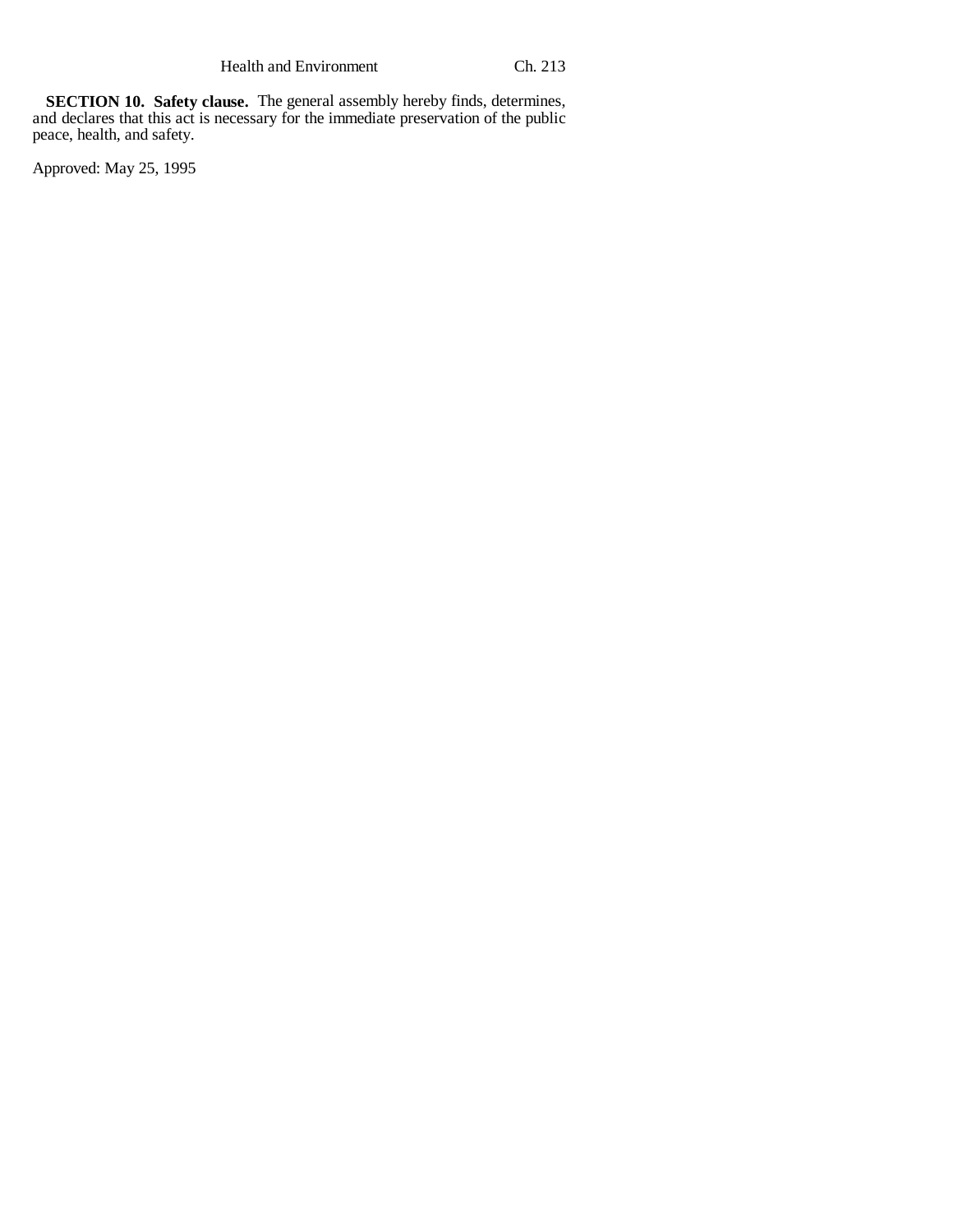**SECTION 10. Safety clause.** The general assembly hereby finds, determines, and declares that this act is necessary for the immediate preservation of the public peace, health, and safety.

Approved: May 25, 1995